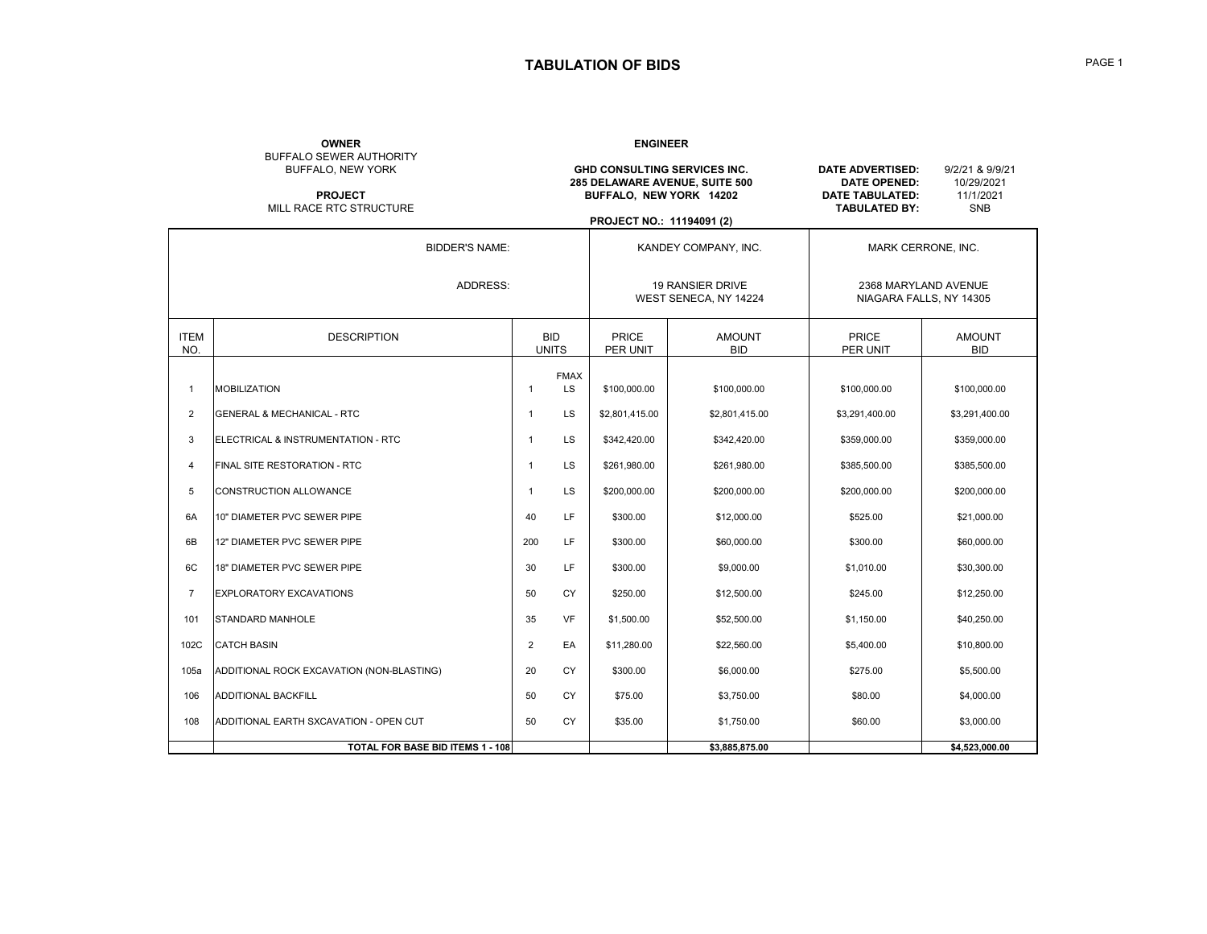# TABULATION OF BIDS

**OWNER**
BUFFALO SEWER AUTHORITY
BUFFALO, NEW YORK

**PROJECT**
MILL RACE RTC STRUCTURE

**ENGINEER**

**GHD CONSULTING SERVICES INC.**
**285 DELAWARE AVENUE, SUITE 500**
**BUFFALO, NEW YORK 14202**

**PROJECT NO.: 11194091 (2)**

**DATE ADVERTISED:** 9/2/21 & 9/9/21
**DATE OPENED:** 10/29/2021
**DATE TABULATED:** 11/1/2021
**TABULATED BY:** SNB

| | | BIDDER'S NAME: | | KANDEY COMPANY, INC. | | MARK CERRONE, INC. | |
|---|---|---|---|---|---|---|---|
| | | ADDRESS: | | 19 RANSIER DRIVE WEST SENECA, NY 14224 | | 2368 MARYLAND AVENUE NIAGARA FALLS, NY 14305 | |
| ITEM NO. | DESCRIPTION | BID UNITS | | PRICE PER UNIT | AMOUNT BID | PRICE PER UNIT | AMOUNT BID |
| 1 | MOBILIZATION | 1 | FMAX LS | $100,000.00 | $100,000.00 | $100,000.00 | $100,000.00 |
| 2 | GENERAL & MECHANICAL - RTC | 1 | LS | $2,801,415.00 | $2,801,415.00 | $3,291,400.00 | $3,291,400.00 |
| 3 | ELECTRICAL & INSTRUMENTATION - RTC | 1 | LS | $342,420.00 | $342,420.00 | $359,000.00 | $359,000.00 |
| 4 | FINAL SITE RESTORATION - RTC | 1 | LS | $261,980.00 | $261,980.00 | $385,500.00 | $385,500.00 |
| 5 | CONSTRUCTION ALLOWANCE | 1 | LS | $200,000.00 | $200,000.00 | $200,000.00 | $200,000.00 |
| 6A | 10" DIAMETER PVC SEWER PIPE | 40 | LF | $300.00 | $12,000.00 | $525.00 | $21,000.00 |
| 6B | 12" DIAMETER PVC SEWER PIPE | 200 | LF | $300.00 | $60,000.00 | $300.00 | $60,000.00 |
| 6C | 18" DIAMETER PVC SEWER PIPE | 30 | LF | $300.00 | $9,000.00 | $1,010.00 | $30,300.00 |
| 7 | EXPLORATORY EXCAVATIONS | 50 | CY | $250.00 | $12,500.00 | $245.00 | $12,250.00 |
| 101 | STANDARD MANHOLE | 35 | VF | $1,500.00 | $52,500.00 | $1,150.00 | $40,250.00 |
| 102C | CATCH BASIN | 2 | EA | $11,280.00 | $22,560.00 | $5,400.00 | $10,800.00 |
| 105a | ADDITIONAL ROCK EXCAVATION (NON-BLASTING) | 20 | CY | $300.00 | $6,000.00 | $275.00 | $5,500.00 |
| 106 | ADDITIONAL BACKFILL | 50 | CY | $75.00 | $3,750.00 | $80.00 | $4,000.00 |
| 108 | ADDITIONAL EARTH SXCAVATION - OPEN CUT | 50 | CY | $35.00 | $1,750.00 | $60.00 | $3,000.00 |
| | **TOTAL FOR BASE BID ITEMS 1 - 108** | | | | **$3,885,875.00** | | **$4,523,000.00** |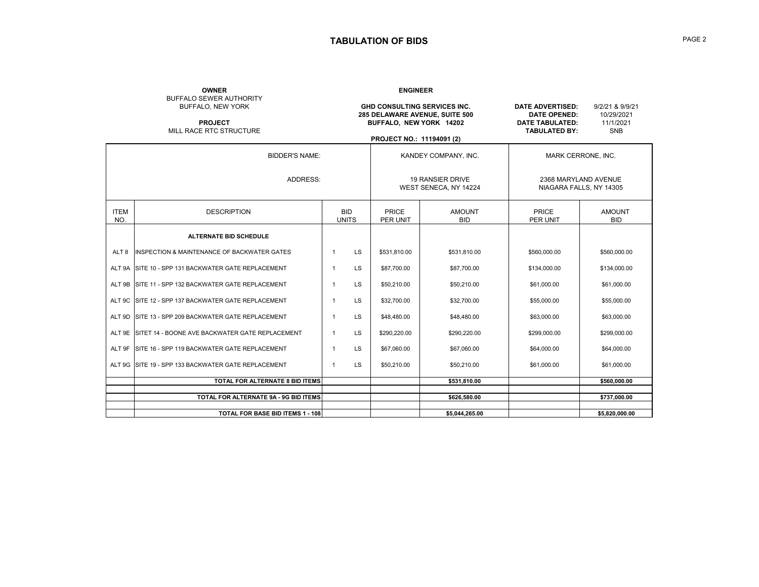# TABULATION OF BIDS

**OWNER**
BUFFALO SEWER AUTHORITY
BUFFALO, NEW YORK

**PROJECT**
MILL RACE RTC STRUCTURE

**ENGINEER**

**GHD CONSULTING SERVICES INC.**
**285 DELAWARE AVENUE, SUITE 500**
**BUFFALO, NEW YORK 14202**

**PROJECT NO.: 11194091 (2)**

**DATE ADVERTISED:** 9/2/21 & 9/9/21
**DATE OPENED:** 10/29/2021
**DATE TABULATED:** 11/1/2021
**TABULATED BY:** SNB

| | BIDDER'S NAME: | | | KANDEY COMPANY, INC. | | MARK CERRONE, INC. | |
|---|---|---|---|---|---|---|---|
| | ADDRESS: | | | 19 RANSIER DRIVE WEST SENECA, NY 14224 | | 2368 MARYLAND AVENUE NIAGARA FALLS, NY 14305 | |
| ITEM NO. | DESCRIPTION | BID UNITS | | PRICE PER UNIT | AMOUNT BID | PRICE PER UNIT | AMOUNT BID |
| | **ALTERNATE BID SCHEDULE** | | | | | | |
| ALT 8 | INSPECTION & MAINTENANCE OF BACKWATER GATES | 1 | LS | $531,810.00 | $531,810.00 | $560,000.00 | $560,000.00 |
| ALT 9A | SITE 10 - SPP 131 BACKWATER GATE REPLACEMENT | 1 | LS | $87,700.00 | $87,700.00 | $134,000.00 | $134,000.00 |
| ALT 9B | SITE 11 - SPP 132 BACKWATER GATE REPLACEMENT | 1 | LS | $50,210.00 | $50,210.00 | $61,000.00 | $61,000.00 |
| ALT 9C | SITE 12 - SPP 137 BACKWATER GATE REPLACEMENT | 1 | LS | $32,700.00 | $32,700.00 | $55,000.00 | $55,000.00 |
| ALT 9D | SITE 13 - SPP 209 BACKWATER GATE REPLACEMENT | 1 | LS | $48,480.00 | $48,480.00 | $63,000.00 | $63,000.00 |
| ALT 9E | SITET 14 - BOONE AVE BACKWATER GATE REPLACEMENT | 1 | LS | $290,220.00 | $290,220.00 | $299,000.00 | $299,000.00 |
| ALT 9F | SITE 16 - SPP 119 BACKWATER GATE REPLACEMENT | 1 | LS | $67,060.00 | $67,060.00 | $64,000.00 | $64,000.00 |
| ALT 9G | SITE 19 - SPP 133 BACKWATER GATE REPLACEMENT | 1 | LS | $50,210.00 | $50,210.00 | $61,000.00 | $61,000.00 |
| | **TOTAL FOR ALTERNATE 8 BID ITEMS** | | | | **$531,810.00** | | **$560,000.00** |
| | **TOTAL FOR ALTERNATE 9A - 9G BID ITEMS** | | | | **$626,580.00** | | **$737,000.00** |
| | **TOTAL FOR BASE BID ITEMS 1 - 108** | | | | **$5,044,265.00** | | **$5,820,000.00** |